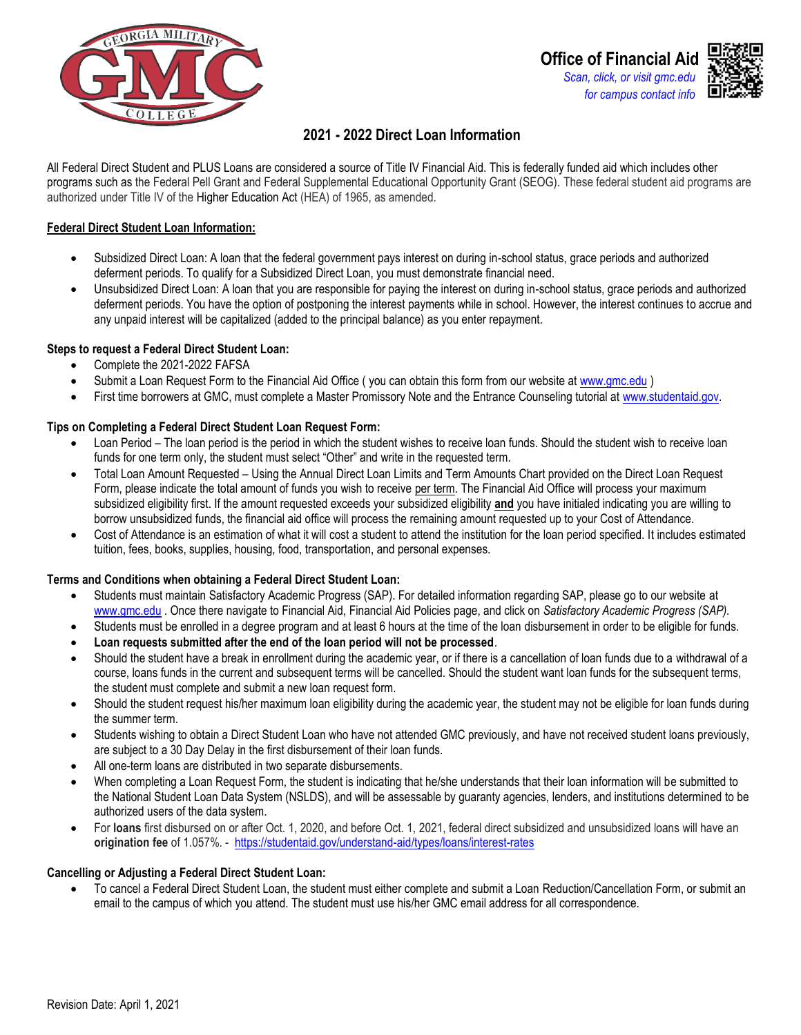# Office of Financial Aid

*Scan, click, or visit gmc.edu for campus contact info*

## 2021 - 2022 Direct Loan Information

All Federal Direct Student and PLUS Loans are considered a source of Title IV Financial Aid. This is federally funded aid which includes other programs such as the Federal Pell Grant and Federal Supplemental Educational Opportunity Grant (SEOG). These federal student aid programs are authorized under Title IV of the Higher Education Act (HEA) of 1965, as amended.

### Federal Direct Student Loan Information:

- Subsidized Direct Loan: A loan that the federal government pays interest on during in-school status, grace periods and authorized deferment periods. To qualify for a Subsidized Direct Loan, you must demonstrate financial need.
- Unsubsidized Direct Loan: A loan that you are responsible for paying the interest on during in-school status, grace periods and authorized deferment periods. You have the option of postponing the interest payments while in school. However, the interest continues to accrue and any unpaid interest will be capitalized (added to the principal balance) as you enter repayment.

### Steps to request a Federal Direct Student Loan:

- Complete the 2021-2022 FAFSA
- Submit a Loan Request Form to the Financial Aid Office ( you can obtain this form from our website at www.gmc.edu )
- First time borrowers at GMC, must complete a Master Promissory Note and the Entrance Counseling tutorial at www.studentaid.gov.

### Tips on Completing a Federal Direct Student Loan Request Form:

- Loan Period – The loan period is the period in which the student wishes to receive loan funds. Should the student wish to receive loan funds for one term only, the student must select "Other" and write in the requested term.
- Total Loan Amount Requested – Using the Annual Direct Loan Limits and Term Amounts Chart provided on the Direct Loan Request Form, please indicate the total amount of funds you wish to receive per term. The Financial Aid Office will process your maximum subsidized eligibility first. If the amount requested exceeds your subsidized eligibility **and** you have initialed indicating you are willing to borrow unsubsidized funds, the financial aid office will process the remaining amount requested up to your Cost of Attendance.
- Cost of Attendance is an estimation of what it will cost a student to attend the institution for the loan period specified. It includes estimated tuition, fees, books, supplies, housing, food, transportation, and personal expenses.

### Terms and Conditions when obtaining a Federal Direct Student Loan:

- Students must maintain Satisfactory Academic Progress (SAP). For detailed information regarding SAP, please go to our website at www.gmc.edu . Once there navigate to Financial Aid, Financial Aid Policies page, and click on *Satisfactory Academic Progress (SAP).*
- Students must be enrolled in a degree program and at least 6 hours at the time of the loan disbursement in order to be eligible for funds.
- **Loan requests submitted after the end of the loan period will not be processed**.
- Should the student have a break in enrollment during the academic year, or if there is a cancellation of loan funds due to a withdrawal of a course, loans funds in the current and subsequent terms will be cancelled. Should the student want loan funds for the subsequent terms, the student must complete and submit a new loan request form.
- Should the student request his/her maximum loan eligibility during the academic year, the student may not be eligible for loan funds during the summer term.
- Students wishing to obtain a Direct Student Loan who have not attended GMC previously, and have not received student loans previously, are subject to a 30 Day Delay in the first disbursement of their loan funds.
- All one-term loans are distributed in two separate disbursements.
- When completing a Loan Request Form, the student is indicating that he/she understands that their loan information will be submitted to the National Student Loan Data System (NSLDS), and will be assessable by guaranty agencies, lenders, and institutions determined to be authorized users of the data system.
- For **loans** first disbursed on or after Oct. 1, 2020, and before Oct. 1, 2021, federal direct subsidized and unsubsidized loans will have an **origination fee** of 1.057%. - https://studentaid.gov/understand-aid/types/loans/interest-rates

### Cancelling or Adjusting a Federal Direct Student Loan:

- To cancel a Federal Direct Student Loan, the student must either complete and submit a Loan Reduction/Cancellation Form, or submit an email to the campus of which you attend. The student must use his/her GMC email address for all correspondence.

Revision Date: April 1, 2021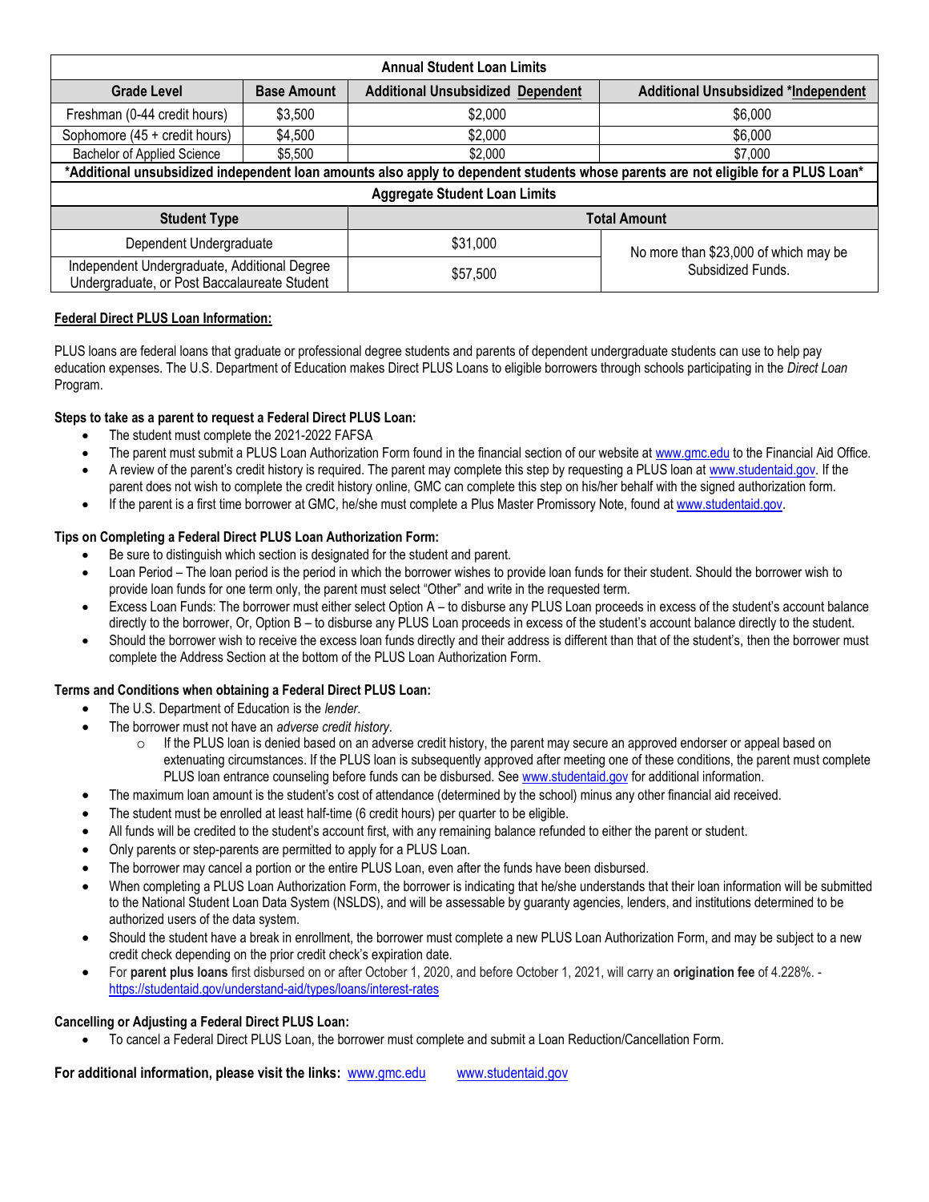| Annual Student Loan Limits | | | |
|---|---|---|---|
| **Grade Level** | **Base Amount** | **Additional Unsubsidized Dependent** | **Additional Unsubsidized *Independent** |
| Freshman (0-44 credit hours) | $3,500 | $2,000 | $6,000 |
| Sophomore (45 + credit hours) | $4,500 | $2,000 | $6,000 |
| Bachelor of Applied Science | $5,500 | $2,000 | $7,000 |
| ***Additional unsubsidized independent loan amounts also apply to dependent students whose parents are not eligible for a PLUS Loan*** | | | |

| Aggregate Student Loan Limits | | |
|---|---|---|
| **Student Type** | **Total Amount** | |
| Dependent Undergraduate | $31,000 | No more than $23,000 of which may be Subsidized Funds. |
| Independent Undergraduate, Additional Degree Undergraduate, or Post Baccalaureate Student | $57,500 | |

**Federal Direct PLUS Loan Information:**

PLUS loans are federal loans that graduate or professional degree students and parents of dependent undergraduate students can use to help pay education expenses. The U.S. Department of Education makes Direct PLUS Loans to eligible borrowers through schools participating in the *Direct Loan* Program.

**Steps to take as a parent to request a Federal Direct PLUS Loan:**

- The student must complete the 2021-2022 FAFSA
- The parent must submit a PLUS Loan Authorization Form found in the financial section of our website at www.gmc.edu to the Financial Aid Office.
- A review of the parent's credit history is required. The parent may complete this step by requesting a PLUS loan at www.studentaid.gov. If the parent does not wish to complete the credit history online, GMC can complete this step on his/her behalf with the signed authorization form.
- If the parent is a first time borrower at GMC, he/she must complete a Plus Master Promissory Note, found at www.studentaid.gov.

**Tips on Completing a Federal Direct PLUS Loan Authorization Form:**

- Be sure to distinguish which section is designated for the student and parent.
- Loan Period – The loan period is the period in which the borrower wishes to provide loan funds for their student. Should the borrower wish to provide loan funds for one term only, the parent must select "Other" and write in the requested term.
- Excess Loan Funds: The borrower must either select Option A – to disburse any PLUS Loan proceeds in excess of the student's account balance directly to the borrower, Or, Option B – to disburse any PLUS Loan proceeds in excess of the student's account balance directly to the student.
- Should the borrower wish to receive the excess loan funds directly and their address is different than that of the student's, then the borrower must complete the Address Section at the bottom of the PLUS Loan Authorization Form.

**Terms and Conditions when obtaining a Federal Direct PLUS Loan:**

- The U.S. Department of Education is the *lender*.
- The borrower must not have an *adverse credit history*.
  - If the PLUS loan is denied based on an adverse credit history, the parent may secure an approved endorser or appeal based on extenuating circumstances. If the PLUS loan is subsequently approved after meeting one of these conditions, the parent must complete PLUS loan entrance counseling before funds can be disbursed. See www.studentaid.gov for additional information.
- The maximum loan amount is the student's cost of attendance (determined by the school) minus any other financial aid received.
- The student must be enrolled at least half-time (6 credit hours) per quarter to be eligible.
- All funds will be credited to the student's account first, with any remaining balance refunded to either the parent or student.
- Only parents or step-parents are permitted to apply for a PLUS Loan.
- The borrower may cancel a portion or the entire PLUS Loan, even after the funds have been disbursed.
- When completing a PLUS Loan Authorization Form, the borrower is indicating that he/she understands that their loan information will be submitted to the National Student Loan Data System (NSLDS), and will be assessable by guaranty agencies, lenders, and institutions determined to be authorized users of the data system.
- Should the student have a break in enrollment, the borrower must complete a new PLUS Loan Authorization Form, and may be subject to a new credit check depending on the prior credit check's expiration date.
- For **parent plus loans** first disbursed on or after October 1, 2020, and before October 1, 2021, will carry an **origination fee** of 4.228%. - https://studentaid.gov/understand-aid/types/loans/interest-rates

**Cancelling or Adjusting a Federal Direct PLUS Loan:**

- To cancel a Federal Direct PLUS Loan, the borrower must complete and submit a Loan Reduction/Cancellation Form.

**For additional information, please visit the links:** www.gmc.edu www.studentaid.gov